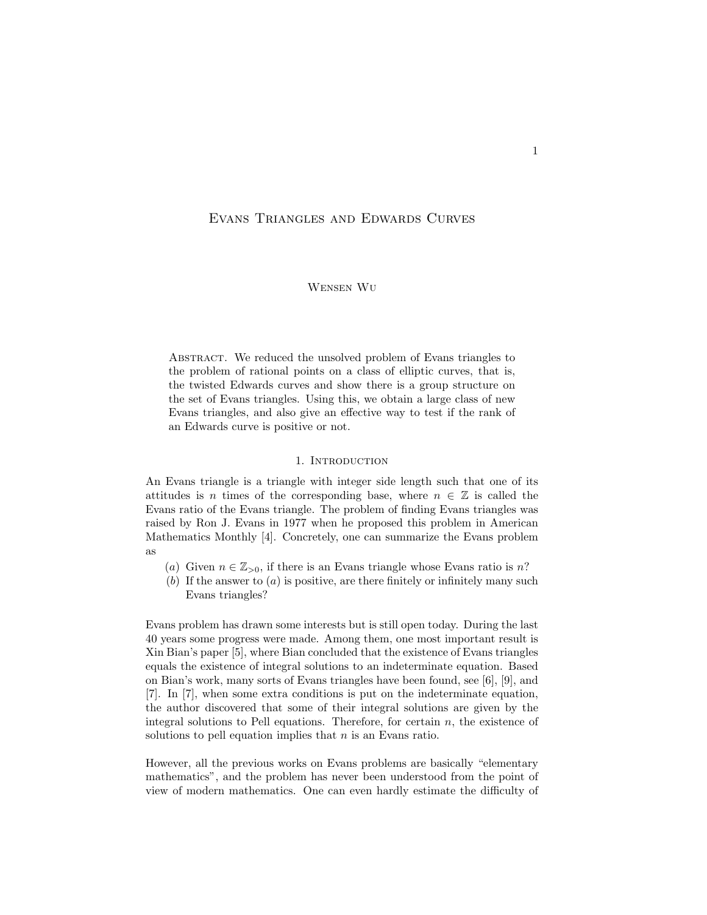# Evans Triangles and Edwards Curves

Wensen Wu

Abstract. We reduced the unsolved problem of Evans triangles to the problem of rational points on a class of elliptic curves, that is, the twisted Edwards curves and show there is a group structure on the set of Evans triangles. Using this, we obtain a large class of new Evans triangles, and also give an effective way to test if the rank of an Edwards curve is positive or not.

## 1. Introduction

An Evans triangle is a triangle with integer side length such that one of its attitudes is $n$ times of the corresponding base, where $n \in \mathbb{Z}$ is called the Evans ratio of the Evans triangle. The problem of finding Evans triangles was raised by Ron J. Evans in 1977 when he proposed this problem in American Mathematics Monthly [4]. Concretely, one can summarize the Evans problem as

- $(a)$ Given $n \in \mathbb{Z}_{>0}$, if there is an Evans triangle whose Evans ratio is $n$?
- $(b)$ If the answer to $(a)$ is positive, are there finitely or infinitely many such Evans triangles?

Evans problem has drawn some interests but is still open today. During the last 40 years some progress were made. Among them, one most important result is Xin Bian's paper [5], where Bian concluded that the existence of Evans triangles equals the existence of integral solutions to an indeterminate equation. Based on Bian's work, many sorts of Evans triangles have been found, see [6], [9], and [7]. In [7], when some extra conditions is put on the indeterminate equation, the author discovered that some of their integral solutions are given by the integral solutions to Pell equations. Therefore, for certain $n$, the existence of solutions to pell equation implies that $n$ is an Evans ratio.

However, all the previous works on Evans problems are basically "elementary mathematics", and the problem has never been understood from the point of view of modern mathematics. One can even hardly estimate the difficulty of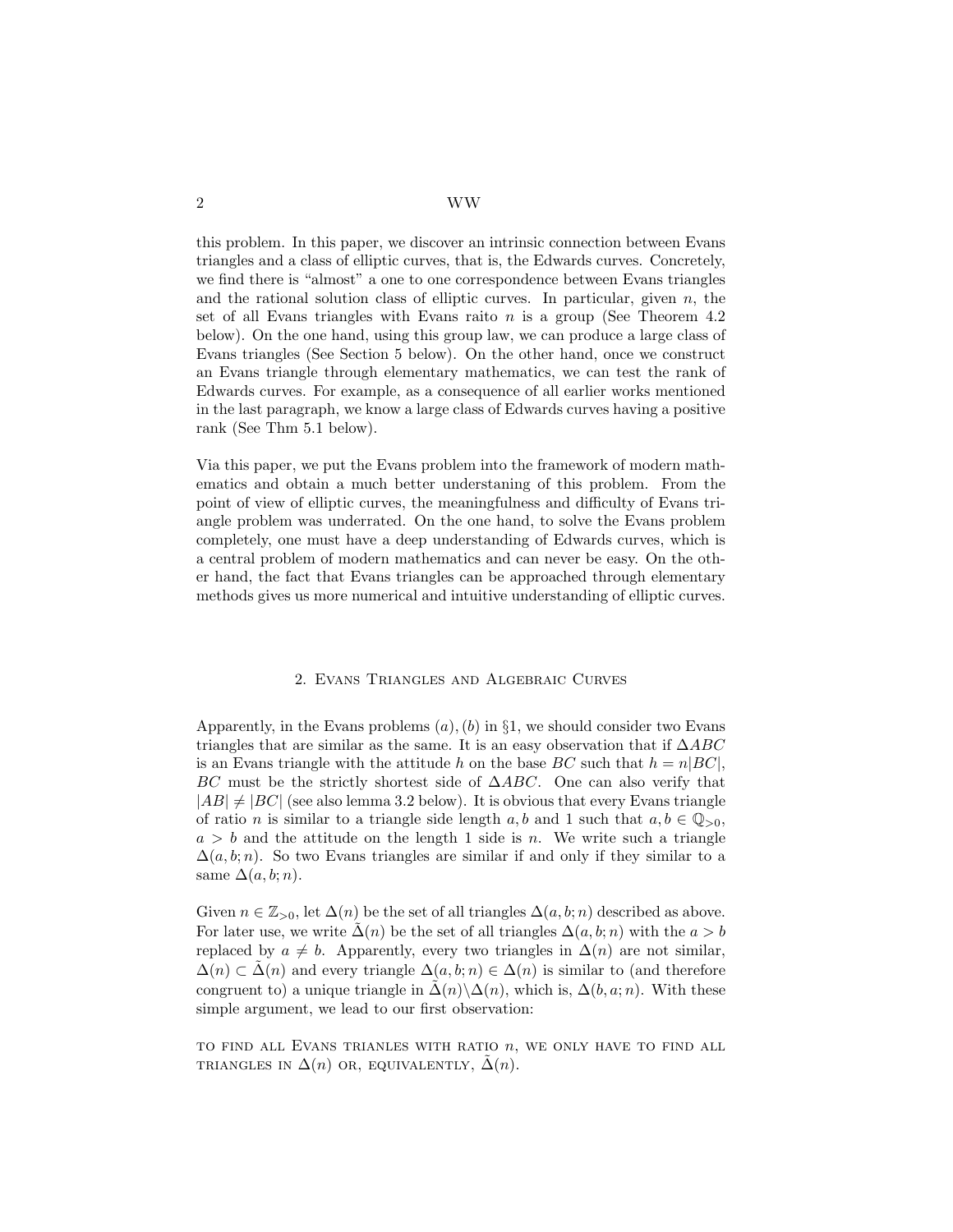this problem. In this paper, we discover an intrinsic connection between Evans triangles and a class of elliptic curves, that is, the Edwards curves. Concretely, we find there is "almost" a one to one correspondence between Evans triangles and the rational solution class of elliptic curves. In particular, given $n$, the set of all Evans triangles with Evans raito $n$ is a group (See Theorem 4.2 below). On the one hand, using this group law, we can produce a large class of Evans triangles (See Section 5 below). On the other hand, once we construct an Evans triangle through elementary mathematics, we can test the rank of Edwards curves. For example, as a consequence of all earlier works mentioned in the last paragraph, we know a large class of Edwards curves having a positive rank (See Thm 5.1 below).

Via this paper, we put the Evans problem into the framework of modern mathematics and obtain a much better understaning of this problem. From the point of view of elliptic curves, the meaningfulness and difficulty of Evans triangle problem was underrated. On the one hand, to solve the Evans problem completely, one must have a deep understanding of Edwards curves, which is a central problem of modern mathematics and can never be easy. On the other hand, the fact that Evans triangles can be approached through elementary methods gives us more numerical and intuitive understanding of elliptic curves.

## 2. Evans Triangles and Algebraic Curves

Apparently, in the Evans problems $(a), (b)$ in §1, we should consider two Evans triangles that are similar as the same. It is an easy observation that if $\Delta ABC$ is an Evans triangle with the attitude $h$ on the base $BC$ such that $h = n|BC|$, $BC$ must be the strictly shortest side of $\Delta ABC$. One can also verify that $|AB| \neq |BC|$ (see also lemma 3.2 below). It is obvious that every Evans triangle of ratio $n$ is similar to a triangle side length $a, b$ and 1 such that $a, b \in \mathbb{Q}_{>0}$, $a > b$ and the attitude on the length 1 side is $n$. We write such a triangle $\Delta(a, b; n)$. So two Evans triangles are similar if and only if they similar to a same $\Delta(a, b; n)$.

Given $n \in \mathbb{Z}_{>0}$, let $\Delta(n)$ be the set of all triangles $\Delta(a, b; n)$ described as above. For later use, we write $\tilde{\Delta}(n)$ be the set of all triangles $\Delta(a, b; n)$ with the $a > b$ replaced by $a \neq b$. Apparently, every two triangles in $\Delta(n)$ are not similar, $\Delta(n) \subset \tilde{\Delta}(n)$ and every triangle $\Delta(a, b; n) \in \Delta(n)$ is similar to (and therefore congruent to) a unique triangle in $\tilde{\Delta}(n) \backslash \Delta(n)$, which is, $\Delta(b, a; n)$. With these simple argument, we lead to our first observation:

TO FIND ALL EVANS TRIANLES WITH RATIO $n$, WE ONLY HAVE TO FIND ALL TRIANGLES IN $\Delta(n)$ OR, EQUIVALENTLY, $\tilde{\Delta}(n)$.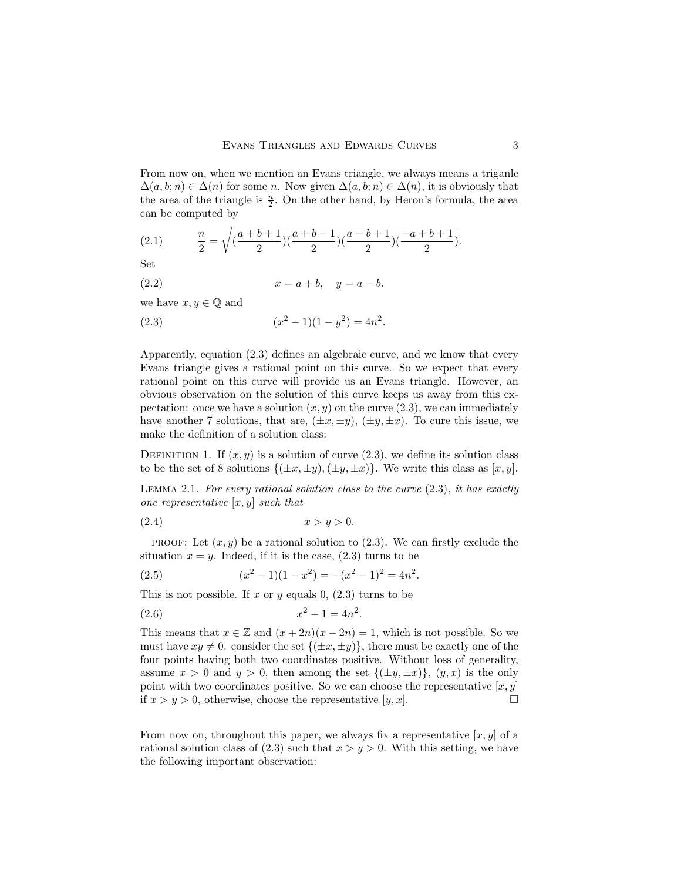From now on, when we mention an Evans triangle, we always means a triganle $\Delta(a, b; n) \in \Delta(n)$ for some $n$. Now given $\Delta(a, b; n) \in \Delta(n)$, it is obviously that the area of the triangle is $\frac{n}{2}$. On the other hand, by Heron's formula, the area can be computed by

$$\frac{n}{2} = \sqrt{(\frac{a+b+1}{2})(\frac{a+b-1}{2})(\frac{a-b+1}{2})(\frac{-a+b+1}{2})}. \tag{2.1}$$

Set

$$x = a + b, \quad y = a - b. \tag{2.2}$$

we have $x, y \in \mathbb{Q}$ and

$$(x^2 - 1)(1 - y^2) = 4n^2. \tag{2.3}$$

Apparently, equation (2.3) defines an algebraic curve, and we know that every Evans triangle gives a rational point on this curve. So we expect that every rational point on this curve will provide us an Evans triangle. However, an obvious observation on the solution of this curve keeps us away from this expectation: once we have a solution $(x, y)$ on the curve (2.3), we can immediately have another 7 solutions, that are, $(\pm x, \pm y)$, $(\pm y, \pm x)$. To cure this issue, we make the definition of a solution class:

Definition 1. If $(x, y)$ is a solution of curve (2.3), we define its solution class to be the set of 8 solutions $\{(\pm x, \pm y), (\pm y, \pm x)\}$. We write this class as $[x, y]$.

Lemma 2.1. *For every rational solution class to the curve* (2.3)*, it has exactly one representative* $[x, y]$ *such that*

$$x > y > 0. \tag{2.4}$$

proof: Let $(x, y)$ be a rational solution to (2.3). We can firstly exclude the situation $x = y$. Indeed, if it is the case, (2.3) turns to be

$$(x^2 - 1)(1 - x^2) = -(x^2 - 1)^2 = 4n^2. \tag{2.5}$$

This is not possible. If $x$ or $y$ equals 0, (2.3) turns to be

$$x^2 - 1 = 4n^2. \tag{2.6}$$

This means that $x \in \mathbb{Z}$ and $(x + 2n)(x - 2n) = 1$, which is not possible. So we must have $xy \neq 0$. consider the set $\{(\pm x, \pm y)\}$, there must be exactly one of the four points having both two coordinates positive. Without loss of generality, assume $x > 0$ and $y > 0$, then among the set $\{(\pm y, \pm x)\}$, $(y, x)$ is the only point with two coordinates positive. So we can choose the representative $[x, y]$ if $x > y > 0$, otherwise, choose the representative $[y, x]$. $\square$

From now on, throughout this paper, we always fix a representative $[x, y]$ of a rational solution class of (2.3) such that $x > y > 0$. With this setting, we have the following important observation: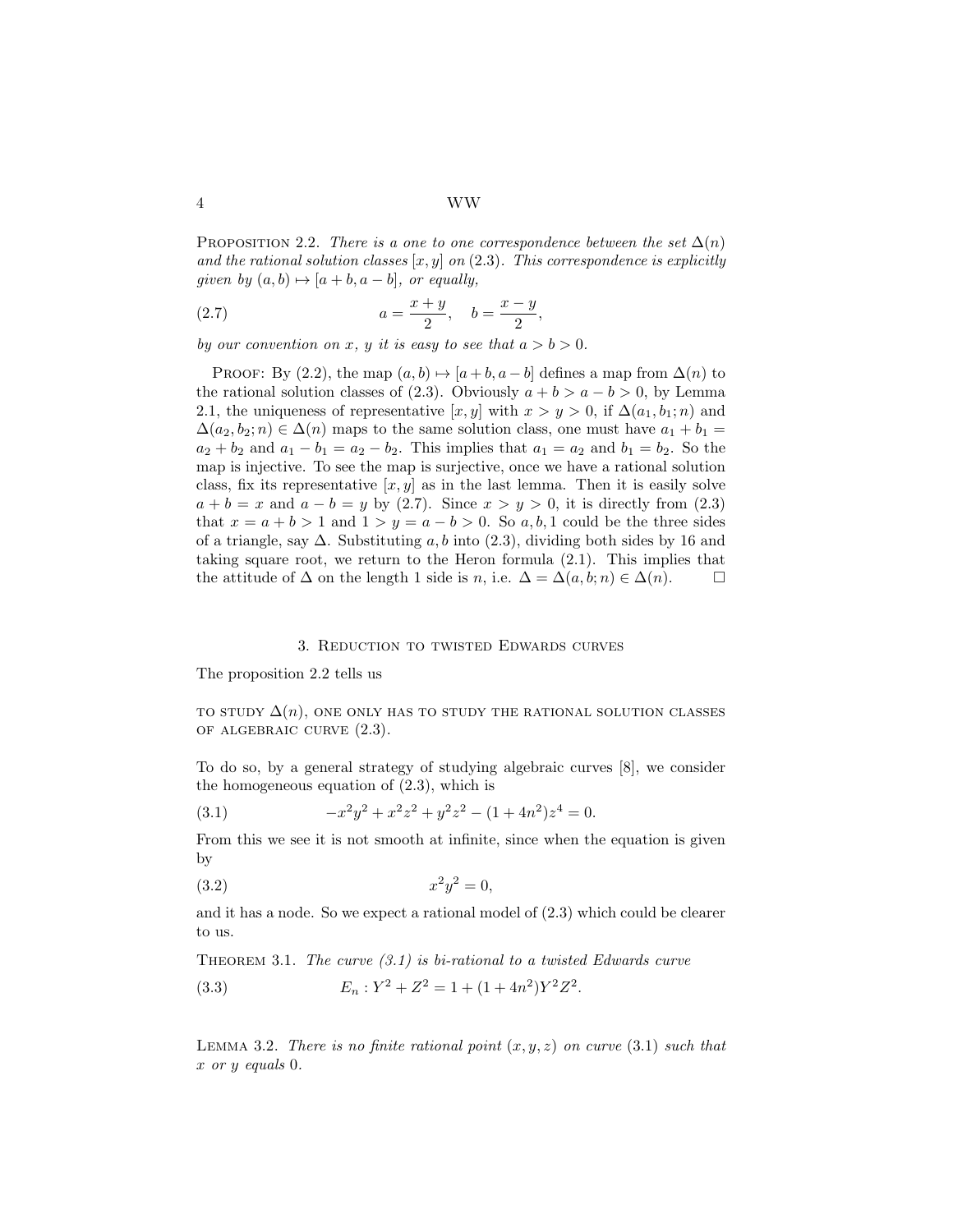**Proposition 2.2.** *There is a one to one correspondence between the set $\Delta(n)$ and the rational solution classes $[x, y]$ on (2.3). This correspondence is explicitly given by $(a, b) \mapsto [a+b, a-b]$, or equally,*

$$a = \frac{x+y}{2}, \quad b = \frac{x-y}{2}, \tag{2.7}$$

*by our convention on $x$, $y$ it is easy to see that $a > b > 0$.*

Proof: By (2.2), the map $(a, b) \mapsto [a+b, a-b]$ defines a map from $\Delta(n)$ to the rational solution classes of (2.3). Obviously $a+b > a-b > 0$, by Lemma 2.1, the uniqueness of representative $[x, y]$ with $x > y > 0$, if $\Delta(a_1, b_1; n)$ and $\Delta(a_2, b_2; n) \in \Delta(n)$ maps to the same solution class, one must have $a_1 + b_1 = a_2 + b_2$ and $a_1 - b_1 = a_2 - b_2$. This implies that $a_1 = a_2$ and $b_1 = b_2$. So the map is injective. To see the map is surjective, once we have a rational solution class, fix its representative $[x, y]$ as in the last lemma. Then it is easily solve $a + b = x$ and $a - b = y$ by (2.7). Since $x > y > 0$, it is directly from (2.3) that $x = a + b > 1$ and $1 > y = a - b > 0$. So $a, b, 1$ could be the three sides of a triangle, say $\Delta$. Substituting $a, b$ into (2.3), dividing both sides by 16 and taking square root, we return to the Heron formula (2.1). This implies that the attitude of $\Delta$ on the length 1 side is $n$, i.e. $\Delta = \Delta(a, b; n) \in \Delta(n)$. □

## 3. Reduction to twisted Edwards curves

The proposition 2.2 tells us

TO STUDY $\Delta(n)$, ONE ONLY HAS TO STUDY THE RATIONAL SOLUTION CLASSES OF ALGEBRAIC CURVE (2.3).

To do so, by a general strategy of studying algebraic curves [8], we consider the homogeneous equation of (2.3), which is

$$-x^2y^2 + x^2z^2 + y^2z^2 - (1+4n^2)z^4 = 0. \tag{3.1}$$

From this we see it is not smooth at infinite, since when the equation is given by

$$x^2y^2 = 0, \tag{3.2}$$

and it has a node. So we expect a rational model of (2.3) which could be clearer to us.

**Theorem 3.1.** *The curve (3.1) is bi-rational to a twisted Edwards curve*

$$E_n : Y^2 + Z^2 = 1 + (1+4n^2)Y^2Z^2. \tag{3.3}$$

**Lemma 3.2.** *There is no finite rational point $(x, y, z)$ on curve (3.1) such that $x$ or $y$ equals 0.*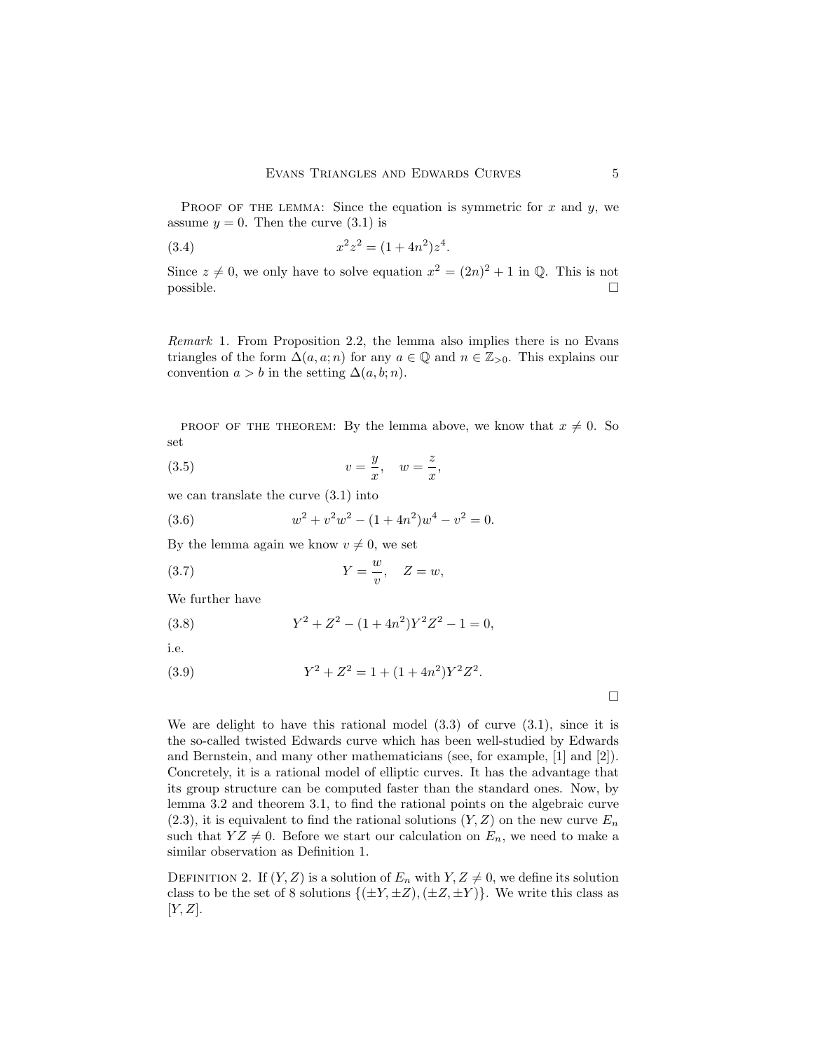PROOF OF THE LEMMA: Since the equation is symmetric for $x$ and $y$, we assume $y = 0$. Then the curve (3.1) is

$$x^2z^2 = (1 + 4n^2)z^4. \tag{3.4}$$

Since $z \neq 0$, we only have to solve equation $x^2 = (2n)^2 + 1$ in $\mathbb{Q}$. This is not possible. □

*Remark* 1. From Proposition 2.2, the lemma also implies there is no Evans triangles of the form $\Delta(a, a; n)$ for any $a \in \mathbb{Q}$ and $n \in \mathbb{Z}_{>0}$. This explains our convention $a > b$ in the setting $\Delta(a, b; n)$.

PROOF OF THE THEOREM: By the lemma above, we know that $x \neq 0$. So set

$$v = \frac{y}{x}, \quad w = \frac{z}{x}, \tag{3.5}$$

we can translate the curve (3.1) into

$$w^2 + v^2w^2 - (1 + 4n^2)w^4 - v^2 = 0. \tag{3.6}$$

By the lemma again we know $v \neq 0$, we set

$$Y = \frac{w}{v}, \quad Z = w, \tag{3.7}$$

We further have

$$Y^2 + Z^2 - (1 + 4n^2)Y^2Z^2 - 1 = 0, \tag{3.8}$$

i.e.

$$Y^2 + Z^2 = 1 + (1 + 4n^2)Y^2Z^2. \tag{3.9}$$

□

We are delight to have this rational model (3.3) of curve (3.1), since it is the so-called twisted Edwards curve which has been well-studied by Edwards and Bernstein, and many other mathematicians (see, for example, [1] and [2]). Concretely, it is a rational model of elliptic curves. It has the advantage that its group structure can be computed faster than the standard ones. Now, by lemma 3.2 and theorem 3.1, to find the rational points on the algebraic curve (2.3), it is equivalent to find the rational solutions $(Y, Z)$ on the new curve $E_n$ such that $YZ \neq 0$. Before we start our calculation on $E_n$, we need to make a similar observation as Definition 1.

DEFINITION 2. If $(Y, Z)$ is a solution of $E_n$ with $Y, Z \neq 0$, we define its solution class to be the set of 8 solutions $\{(\pm Y, \pm Z), (\pm Z, \pm Y)\}$. We write this class as $[Y, Z]$.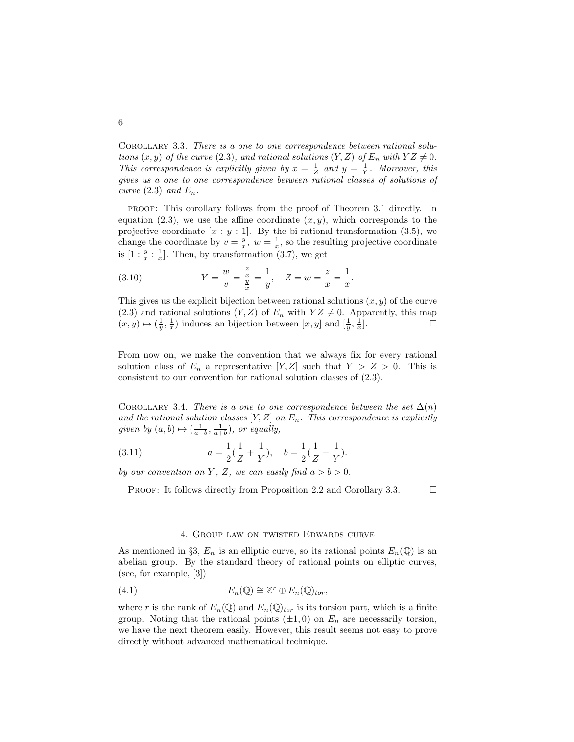Corollary 3.3. *There is a one to one correspondence between rational solutions $(x, y)$ of the curve (2.3), and rational solutions $(Y, Z)$ of $E_n$ with $YZ \neq 0$. This correspondence is explicitly given by $x = \frac{1}{Z}$ and $y = \frac{1}{Y}$. Moreover, this gives us a one to one correspondence between rational classes of solutions of curve (2.3) and $E_n$.*

proof: This corollary follows from the proof of Theorem 3.1 directly. In equation (2.3), we use the affine coordinate $(x, y)$, which corresponds to the projective coordinate $[x : y : 1]$. By the bi-rational transformation (3.5), we change the coordinate by $v = \frac{y}{x}$, $w = \frac{1}{x}$, so the resulting projective coordinate is $[1 : \frac{y}{x} : \frac{1}{x}]$. Then, by transformation (3.7), we get

$$Y = \frac{w}{v} = \frac{\frac{z}{x}}{\frac{y}{x}} = \frac{1}{y}, \quad Z = w = \frac{z}{x} = \frac{1}{x}. \tag{3.10}$$

This gives us the explicit bijection between rational solutions $(x, y)$ of the curve (2.3) and rational solutions $(Y, Z)$ of $E_n$ with $YZ \neq 0$. Apparently, this map $(x, y) \mapsto (\frac{1}{y}, \frac{1}{x})$ induces an bijection between $[x, y]$ and $[\frac{1}{y}, \frac{1}{x}]$. □

From now on, we make the convention that we always fix for every rational solution class of $E_n$ a representative $[Y, Z]$ such that $Y > Z > 0$. This is consistent to our convention for rational solution classes of (2.3).

Corollary 3.4. *There is a one to one correspondence between the set $\Delta(n)$ and the rational solution classes $[Y, Z]$ on $E_n$. This correspondence is explicitly given by $(a, b) \mapsto (\frac{1}{a-b}, \frac{1}{a+b})$, or equally,*

$$a = \frac{1}{2}(\frac{1}{Z} + \frac{1}{Y}), \quad b = \frac{1}{2}(\frac{1}{Z} - \frac{1}{Y}). \tag{3.11}$$

*by our convention on $Y$, $Z$, we can easily find $a > b > 0$.*

Proof: It follows directly from Proposition 2.2 and Corollary 3.3. □

## 4. Group law on twisted Edwards curve

As mentioned in §3, $E_n$ is an elliptic curve, so its rational points $E_n(\mathbb{Q})$ is an abelian group. By the standard theory of rational points on elliptic curves, (see, for example, [3])

$$E_n(\mathbb{Q}) \cong \mathbb{Z}^r \oplus E_n(\mathbb{Q})_{tor}, \tag{4.1}$$

where $r$ is the rank of $E_n(\mathbb{Q})$ and $E_n(\mathbb{Q})_{tor}$ is its torsion part, which is a finite group. Noting that the rational points $(\pm 1, 0)$ on $E_n$ are necessarily torsion, we have the next theorem easily. However, this result seems not easy to prove directly without advanced mathematical technique.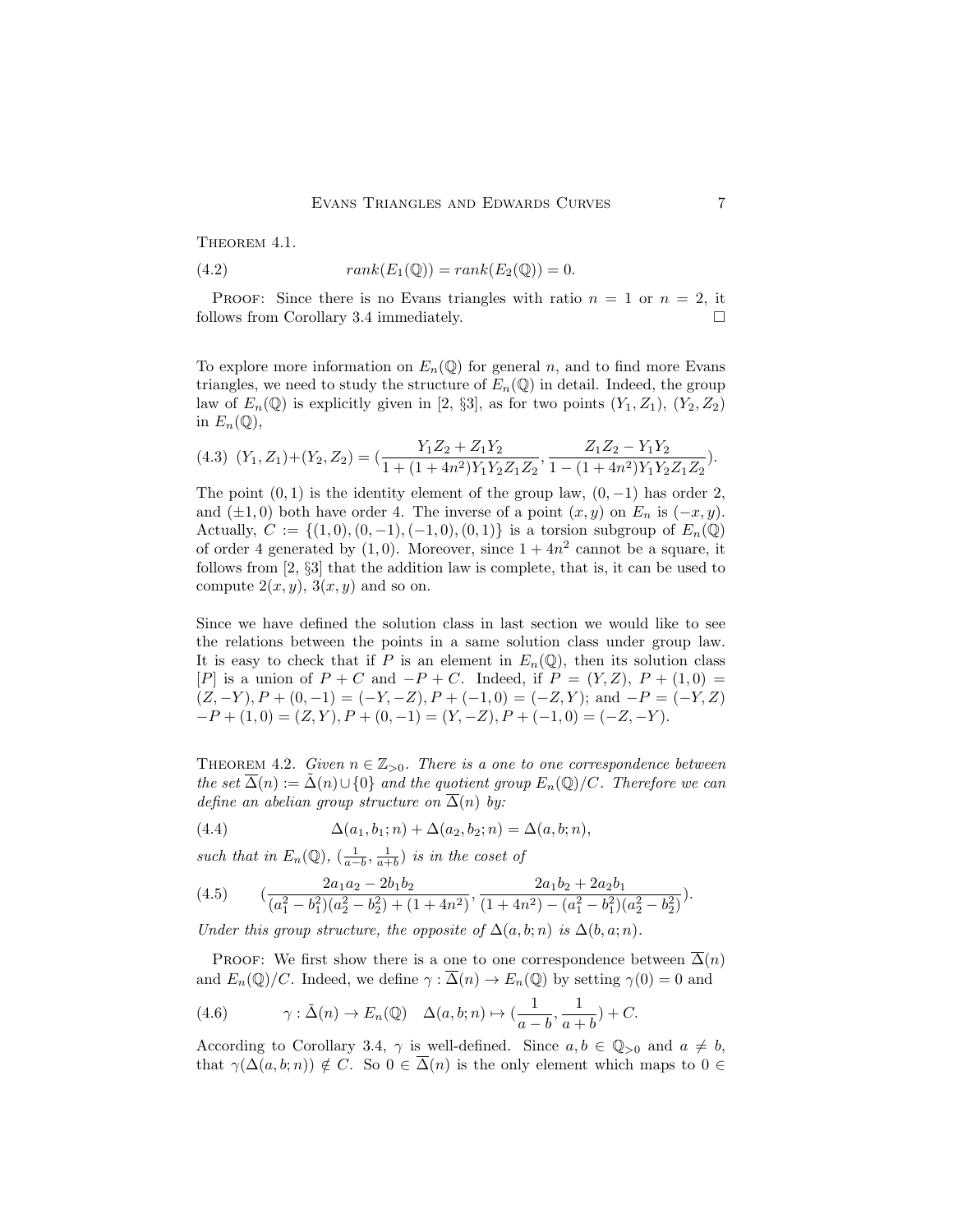Theorem 4.1.

$$rank(E_1(\mathbb{Q})) = rank(E_2(\mathbb{Q})) = 0. \tag{4.2}$$

Proof: Since there is no Evans triangles with ratio $n = 1$ or $n = 2$, it follows from Corollary 3.4 immediately. $\square$

To explore more information on $E_n(\mathbb{Q})$ for general $n$, and to find more Evans triangles, we need to study the structure of $E_n(\mathbb{Q})$ in detail. Indeed, the group law of $E_n(\mathbb{Q})$ is explicitly given in [2, §3], as for two points $(Y_1, Z_1)$, $(Y_2, Z_2)$ in $E_n(\mathbb{Q})$,

$$(Y_1, Z_1) + (Y_2, Z_2) = \left(\frac{Y_1Z_2 + Z_1Y_2}{1 + (1+4n^2)Y_1Y_2Z_1Z_2}, \frac{Z_1Z_2 - Y_1Y_2}{1 - (1+4n^2)Y_1Y_2Z_1Z_2}\right). \tag{4.3}$$

The point $(0, 1)$ is the identity element of the group law, $(0, -1)$ has order 2, and $(\pm 1, 0)$ both have order 4. The inverse of a point $(x, y)$ on $E_n$ is $(-x, y)$. Actually, $C := \{(1, 0), (0, -1), (-1, 0), (0, 1)\}$ is a torsion subgroup of $E_n(\mathbb{Q})$ of order 4 generated by $(1, 0)$. Moreover, since $1 + 4n^2$ cannot be a square, it follows from [2, §3] that the addition law is complete, that is, it can be used to compute $2(x, y)$, $3(x, y)$ and so on.

Since we have defined the solution class in last section we would like to see the relations between the points in a same solution class under group law. It is easy to check that if $P$ is an element in $E_n(\mathbb{Q})$, then its solution class $[P]$ is a union of $P + C$ and $-P + C$. Indeed, if $P = (Y, Z)$, $P + (1, 0) = (Z, -Y)$, $P + (0, -1) = (-Y, -Z)$, $P + (-1, 0) = (-Z, Y)$; and $-P = (-Y, Z)$ $-P + (1, 0) = (Z, Y)$, $P + (0, -1) = (Y, -Z)$, $P + (-1, 0) = (-Z, -Y)$.

Theorem 4.2. *Given $n \in \mathbb{Z}_{>0}$. There is a one to one correspondence between the set $\overline{\Delta}(n) := \tilde{\Delta}(n) \cup \{0\}$ and the quotient group $E_n(\mathbb{Q})/C$. Therefore we can define an abelian group structure on $\overline{\Delta}(n)$ by:*

$$\Delta(a_1, b_1; n) + \Delta(a_2, b_2; n) = \Delta(a, b; n), \tag{4.4}$$

*such that in $E_n(\mathbb{Q})$, $(\frac{1}{a-b}, \frac{1}{a+b})$ is in the coset of*

$$\left(\frac{2a_1a_2 - 2b_1b_2}{(a_1^2 - b_1^2)(a_2^2 - b_2^2) + (1+4n^2)}, \frac{2a_1b_2 + 2a_2b_1}{(1+4n^2) - (a_1^2 - b_1^2)(a_2^2 - b_2^2)}\right). \tag{4.5}$$

*Under this group structure, the opposite of $\Delta(a, b; n)$ is $\Delta(b, a; n)$.*

Proof: We first show there is a one to one correspondence between $\overline{\Delta}(n)$ and $E_n(\mathbb{Q})/C$. Indeed, we define $\gamma : \overline{\Delta}(n) \to E_n(\mathbb{Q})$ by setting $\gamma(0) = 0$ and

$$\gamma : \tilde{\Delta}(n) \to E_n(\mathbb{Q}) \quad \Delta(a, b; n) \mapsto \left(\frac{1}{a-b}, \frac{1}{a+b}\right) + C. \tag{4.6}$$

According to Corollary 3.4, $\gamma$ is well-defined. Since $a, b \in \mathbb{Q}_{>0}$ and $a \neq b$, that $\gamma(\Delta(a, b; n)) \notin C$. So $0 \in \overline{\Delta}(n)$ is the only element which maps to $0 \in$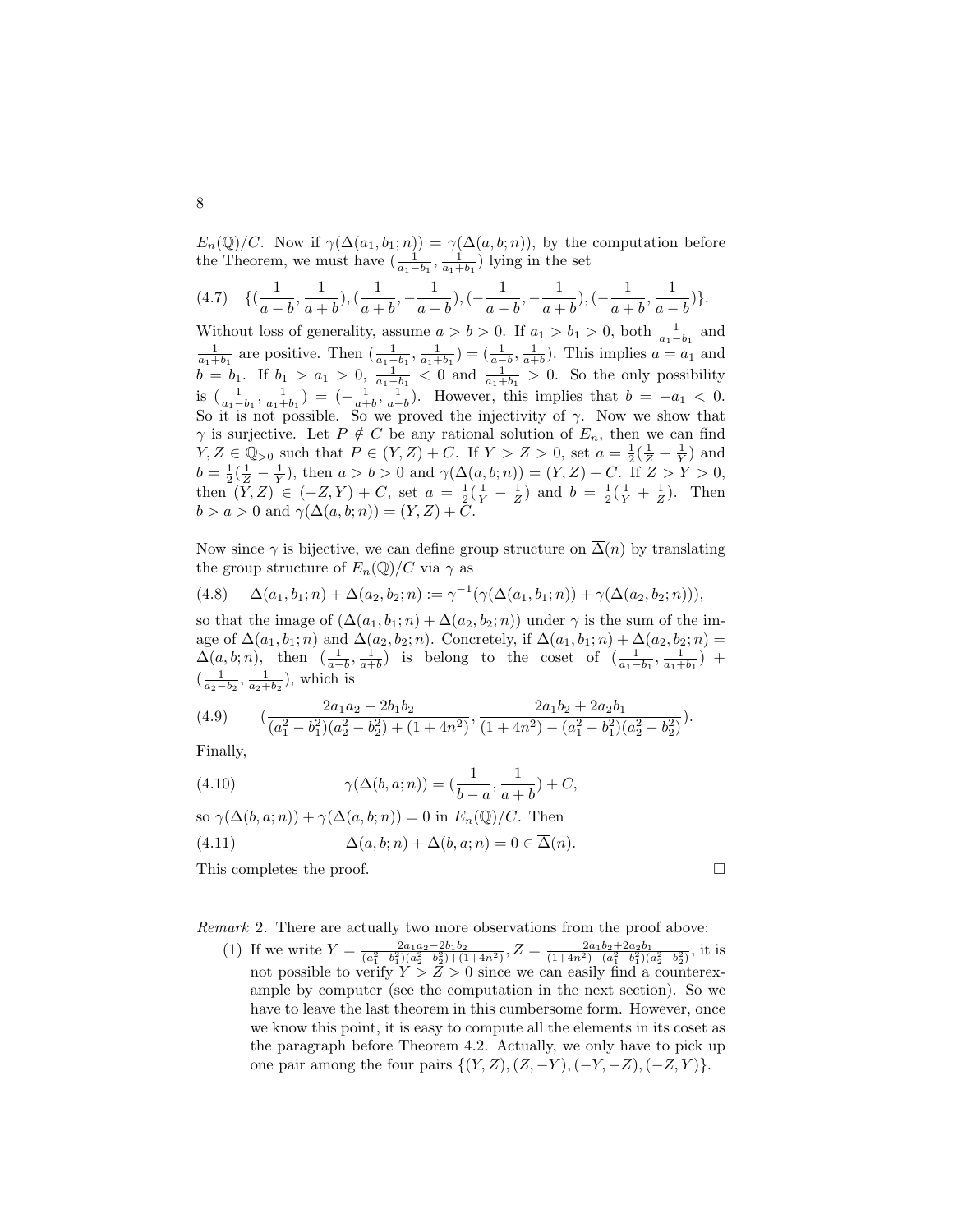$E_n(\mathbb{Q})/C$. Now if $\gamma(\Delta(a_1, b_1; n)) = \gamma(\Delta(a, b; n))$, by the computation before the Theorem, we must have $(\frac{1}{a_1-b_1}, \frac{1}{a_1+b_1})$ lying in the set

$$(4.7) \quad \{(\frac{1}{a-b}, \frac{1}{a+b}), (\frac{1}{a+b}, -\frac{1}{a-b}), (-\frac{1}{a-b}, -\frac{1}{a+b}), (-\frac{1}{a+b}, \frac{1}{a-b})\}.$$

Without loss of generality, assume $a > b > 0$. If $a_1 > b_1 > 0$, both $\frac{1}{a_1-b_1}$ and $\frac{1}{a_1+b_1}$ are positive. Then $(\frac{1}{a_1-b_1}, \frac{1}{a_1+b_1}) = (\frac{1}{a-b}, \frac{1}{a+b})$. This implies $a = a_1$ and $b = b_1$. If $b_1 > a_1 > 0$, $\frac{1}{a_1-b_1} < 0$ and $\frac{1}{a_1+b_1} > 0$. So the only possibility is $(\frac{1}{a_1-b_1}, \frac{1}{a_1+b_1}) = (-\frac{1}{a+b}, \frac{1}{a-b})$. However, this implies that $b = -a_1 < 0$. So it is not possible. So we proved the injectivity of $\gamma$. Now we show that $\gamma$ is surjective. Let $P \notin C$ be any rational solution of $E_n$, then we can find $Y, Z \in \mathbb{Q}_{>0}$ such that $P \in (Y, Z) + C$. If $Y > Z > 0$, set $a = \frac{1}{2}(\frac{1}{Z} + \frac{1}{Y})$ and $b = \frac{1}{2}(\frac{1}{Z} - \frac{1}{Y})$, then $a > b > 0$ and $\gamma(\Delta(a, b; n)) = (Y, Z) + C$. If $Z > Y > 0$, then $(Y, Z) \in (-Z, Y) + C$, set $a = \frac{1}{2}(\frac{1}{Y} - \frac{1}{Z})$ and $b = \frac{1}{2}(\frac{1}{Y} + \frac{1}{Z})$. Then $b > a > 0$ and $\gamma(\Delta(a, b; n)) = (Y, Z) + C$.

Now since $\gamma$ is bijective, we can define group structure on $\overline{\Delta}(n)$ by translating the group structure of $E_n(\mathbb{Q})/C$ via $\gamma$ as

$$(4.8) \quad \Delta(a_1, b_1; n) + \Delta(a_2, b_2; n) := \gamma^{-1}(\gamma(\Delta(a_1, b_1; n)) + \gamma(\Delta(a_2, b_2; n))),$$

so that the image of $(\Delta(a_1, b_1; n) + \Delta(a_2, b_2; n))$ under $\gamma$ is the sum of the image of $\Delta(a_1, b_1; n)$ and $\Delta(a_2, b_2; n)$. Concretely, if $\Delta(a_1, b_1; n) + \Delta(a_2, b_2; n) = \Delta(a, b; n)$, then $(\frac{1}{a-b}, \frac{1}{a+b})$ is belong to the coset of $(\frac{1}{a_1-b_1}, \frac{1}{a_1+b_1}) + (\frac{1}{a_2-b_2}, \frac{1}{a_2+b_2})$, which is

$$(4.9) \quad (\frac{2a_1a_2 - 2b_1b_2}{(a_1^2 - b_1^2)(a_2^2 - b_2^2) + (1 + 4n^2)}, \frac{2a_1b_2 + 2a_2b_1}{(1 + 4n^2) - (a_1^2 - b_1^2)(a_2^2 - b_2^2)}).$$

Finally,

$$(4.10) \quad \gamma(\Delta(b, a; n)) = (\frac{1}{b-a}, \frac{1}{a+b}) + C,$$

so $\gamma(\Delta(b, a; n)) + \gamma(\Delta(a, b; n)) = 0$ in $E_n(\mathbb{Q})/C$. Then

$$(4.11) \quad \Delta(a, b; n) + \Delta(b, a; n) = 0 \in \overline{\Delta}(n).$$

This completes the proof. □

*Remark* 2. There are actually two more observations from the proof above:

(1) If we write $Y = \frac{2a_1a_2 - 2b_1b_2}{(a_1^2 - b_1^2)(a_2^2 - b_2^2) + (1+4n^2)}, Z = \frac{2a_1b_2 + 2a_2b_1}{(1+4n^2) - (a_1^2 - b_1^2)(a_2^2 - b_2^2)}$, it is not possible to verify $Y > Z > 0$ since we can easily find a counterexample by computer (see the computation in the next section). So we have to leave the last theorem in this cumbersome form. However, once we know this point, it is easy to compute all the elements in its coset as the paragraph before Theorem 4.2. Actually, we only have to pick up one pair among the four pairs $\{(Y, Z), (Z, -Y), (-Y, -Z), (-Z, Y)\}$.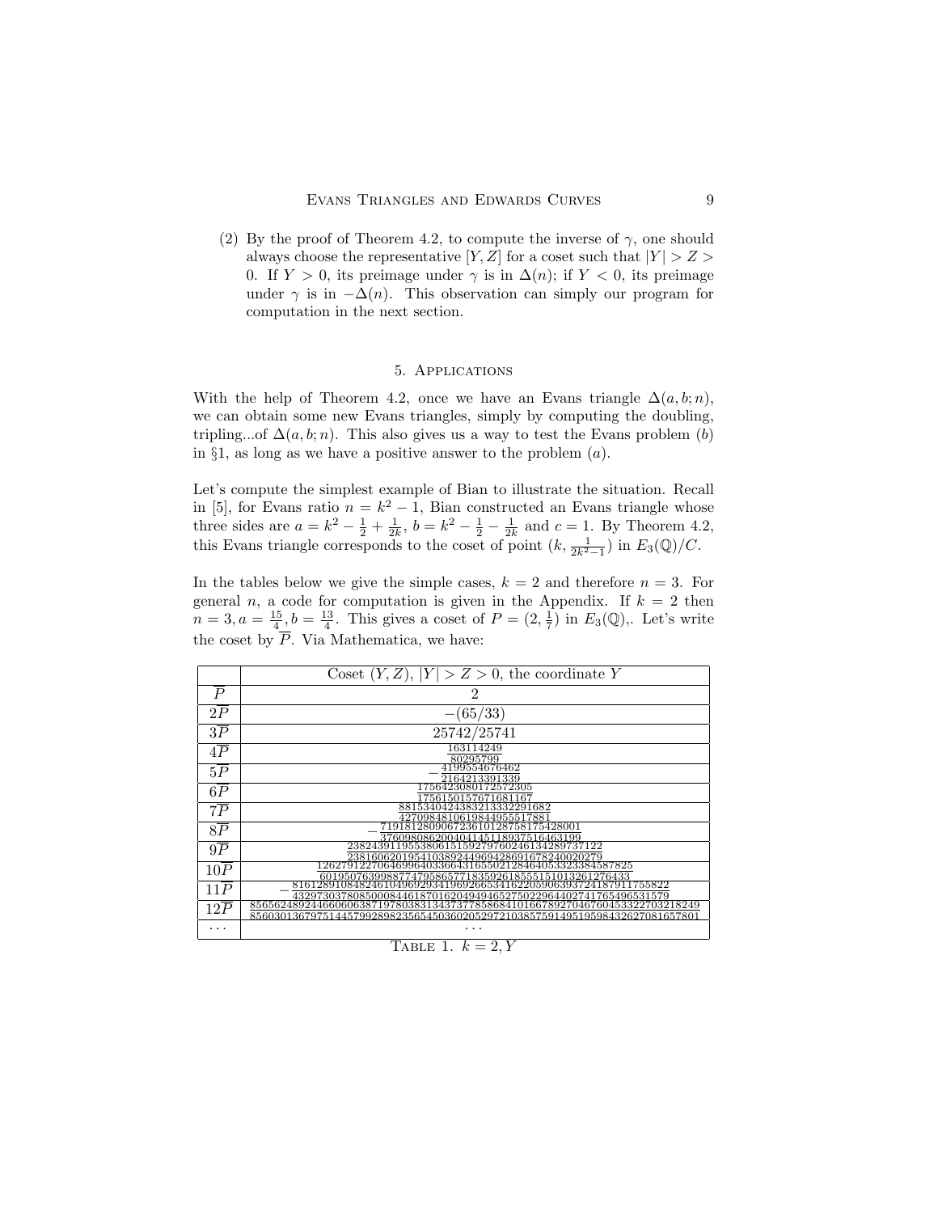(2) By the proof of Theorem 4.2, to compute the inverse of $\gamma$, one should always choose the representative $[Y, Z]$ for a coset such that $|Y| > Z > 0$. If $Y > 0$, its preimage under $\gamma$ is in $\Delta(n)$; if $Y < 0$, its preimage under $\gamma$ is in $-\Delta(n)$. This observation can simply our program for computation in the next section.

## 5. Applications

With the help of Theorem 4.2, once we have an Evans triangle $\Delta(a, b; n)$, we can obtain some new Evans triangles, simply by computing the doubling, tripling...of $\Delta(a, b; n)$. This also gives us a way to test the Evans problem $(b)$ in §1, as long as we have a positive answer to the problem $(a)$.

Let's compute the simplest example of Bian to illustrate the situation. Recall in [5], for Evans ratio $n = k^2 - 1$, Bian constructed an Evans triangle whose three sides are $a = k^2 - \frac{1}{2} + \frac{1}{2k}$, $b = k^2 - \frac{1}{2} - \frac{1}{2k}$ and $c = 1$. By Theorem 4.2, this Evans triangle corresponds to the coset of point $(k, \frac{1}{2k^2-1})$ in $E_3(\mathbb{Q})/C$.

In the tables below we give the simple cases, $k = 2$ and therefore $n = 3$. For general $n$, a code for computation is given in the Appendix. If $k = 2$ then $n = 3, a = \frac{15}{4}, b = \frac{13}{4}$. This gives a coset of $P = (2, \frac{1}{7})$ in $E_3(\mathbb{Q})$,. Let's write the coset by $\overline{P}$. Via Mathematica, we have:

| | Coset $(Y, Z)$, $\|Y\| > Z > 0$, the coordinate $Y$ |
|---|---|
| $\overline{P}$ | $2$ |
| $2\overline{P}$ | $-(65/33)$ |
| $3\overline{P}$ | $25742/25741$ |
| $4\overline{P}$ | $\frac{163114249}{80295799}$ |
| $5\overline{P}$ | $-\frac{4199554676462}{2164213391339}$ |
| $6\overline{P}$ | $\frac{1756423080172572305}{1756150157671681167}$ |
| $7\overline{P}$ | $\frac{881534042438321333291682}{427098481061984495517881}$ |
| $8\overline{P}$ | $-\frac{71918128090672361012875817542800 1}{376098086200404145118937516463199}$ |
| $9\overline{P}$ | $\frac{2382439119553806151592797602461342897371 22}{2381606201954103892449694286916782400202 79}$ |
| $10\overline{P}$ | $\frac{1262791227064699640336643165502128464053323384587825}{601950763998877479586577183592618555151013261276433}$ |
| $11\overline{P}$ | $-\frac{816128910848246104969293419692665341622059063937241879117558 22}{432973037808500084461870162049494652750229644027417654965315 79}$ |
| $12\overline{P}$ | $\frac{856562489244660606387197803831343737785868410166789270467604533227032182 49}{856030136797514457992898235654503602052972103857591495195984326270816578 01}$ |
| ... | ... |

Table 1. $k = 2, Y$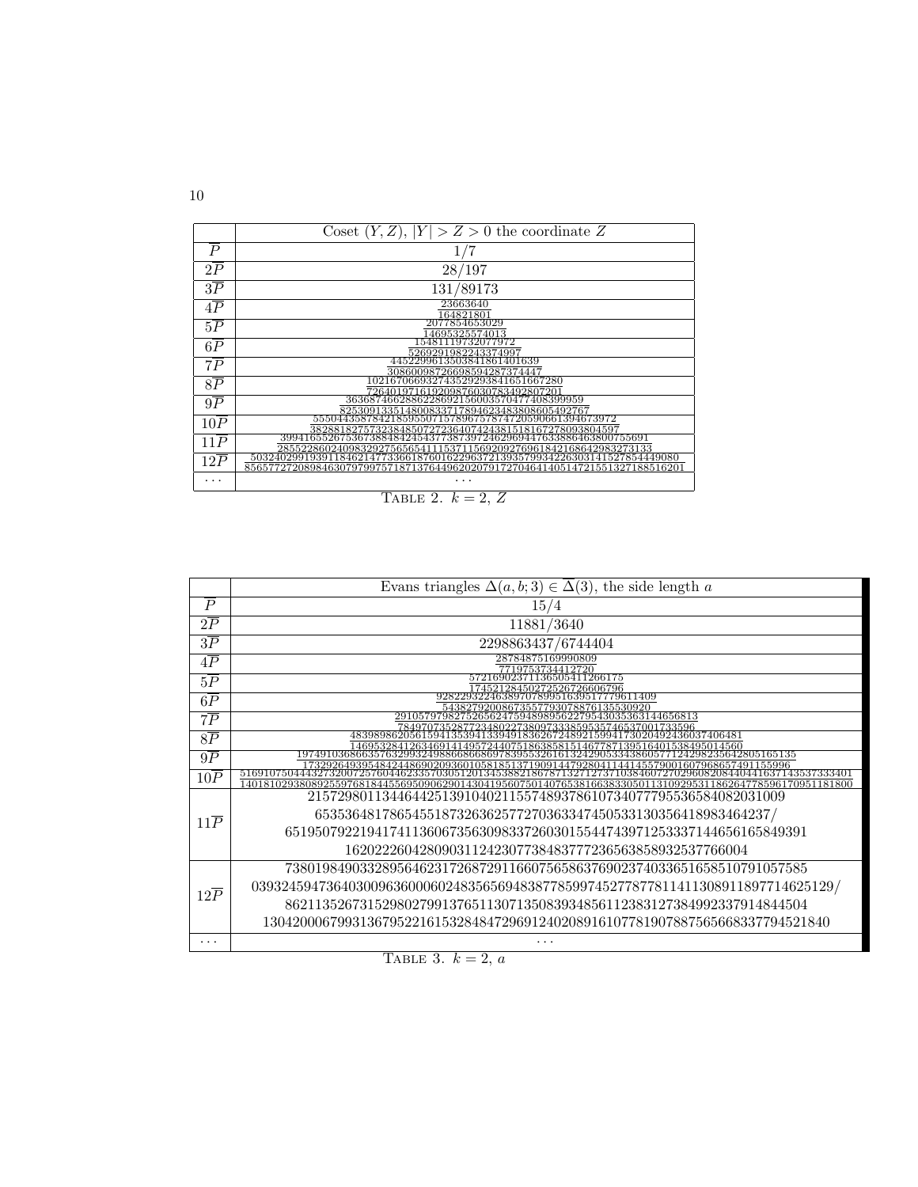| | Coset $(Y, Z)$, $\|Y\| > Z > 0$ the coordinate $Z$ |
|---|---|
| $\overline{P}$ | $1/7$ |
| $2\overline{P}$ | $28/197$ |
| $3\overline{P}$ | $131/89173$ |
| $4\overline{P}$ | $\frac{23663640}{164821801}$ |
| $5\overline{P}$ | $\frac{2077854653029}{14695325574013}$ |
| $6\overline{P}$ | $\frac{1548111973207797\,2}{5269291982243374997}$ |
| $7\overline{P}$ | $\frac{4452299613503841861401639}{30860098726698594287374447}$ |
| $8\overline{P}$ | $\frac{1021670669327435292938416516672 80}{726401971619209876030783492807201}$ |
| $9\overline{P}$ | $\frac{36368746628862286921560035704774083 99959}{25530913351480083371789462348380860549 2767}$ |
| $10\overline{P}$ | $\frac{55504435878421859550715789675787472059066139467 3972}{38288182757323848507272364074243815181672780938 04597}$ |
| $11\overline{P}$ | $\frac{3994165526753673888484245437738739724629694476338864638 00755691}{2855228602409832927565654111537115692092769618421686429 83273133}$ |
| $12\overline{P}$ | $\frac{50324029919391184621477336618760162296372139357993422630314152785 44449080}{85657727208984630797997571871376449620207917270464140514721551327 188516201}$ |
| $\cdots$ | $\cdots$ |

Table 2. $k = 2$, $Z$

| | Evans triangles $\Delta(a, b; 3) \in \overline{\Delta}(3)$, the side length $a$ |
|---|---|
| $\overline{P}$ | $15/4$ |
| $2\overline{P}$ | $11881/3640$ |
| $3\overline{P}$ | $2298863437/6744404$ |
| $4\overline{P}$ | $\frac{28784875169990809}{7719753734412720}$ |
| $5\overline{P}$ | $\frac{572169023711365054112661 75}{174521284502725267266067 96}$ |
| $6\overline{P}$ | $\frac{9282293224638970789951639517779611409}{5438279200867355779307887613553 0920}$ |
| $7\overline{P}$ | $\frac{29105797982752656247594898956227954303536314465 6813}{78497073528772348022738097333859535746537001733 596}$ |
| $8\overline{P}$ | $\frac{48398986205615941353941339491836267248921599417302049243603740 6481}{14695328412634691414957244075186385815146778713951640153849501 4560}$ |
| $9\overline{P}$ | $\frac{19749103686635763299324988686686978395532616132429053343860577124298235642805165135}{17329264939548424486902093601058185137190914479280411441455790016079686574911 55996}$ |
| $10\overline{P}$ | $\frac{5169107504443273200725760446233570305120134538821867871327127371038460727029608208440441637143537333401}{1401810293808925597681844556950906290143041956075014076538166383305011310929531186264778596170951181800}$ |
| $11\overline{P}$ | 215729801134464425139104021155748937861073407779553658408203100965353648178654551873263625772703633474505331303564189834642 37/ 651950792219417411360673563098337260301554474397125333714465616584939116202226042809031124230773848377723656385893253 7766004 |
| $12\overline{P}$ | 738019849033289564623172687291166075658637690237403365165851079105758503932459473640300963600060248356569483877859974527787781141130891189771 4625129/ 862113526731529802799137651130713508393485611238312738499233791484450413042000679931367952216153284847296912402089161077819078875656683377 94521840 |
| $\cdots$ | $\cdots$ |

Table 3. $k = 2$, $a$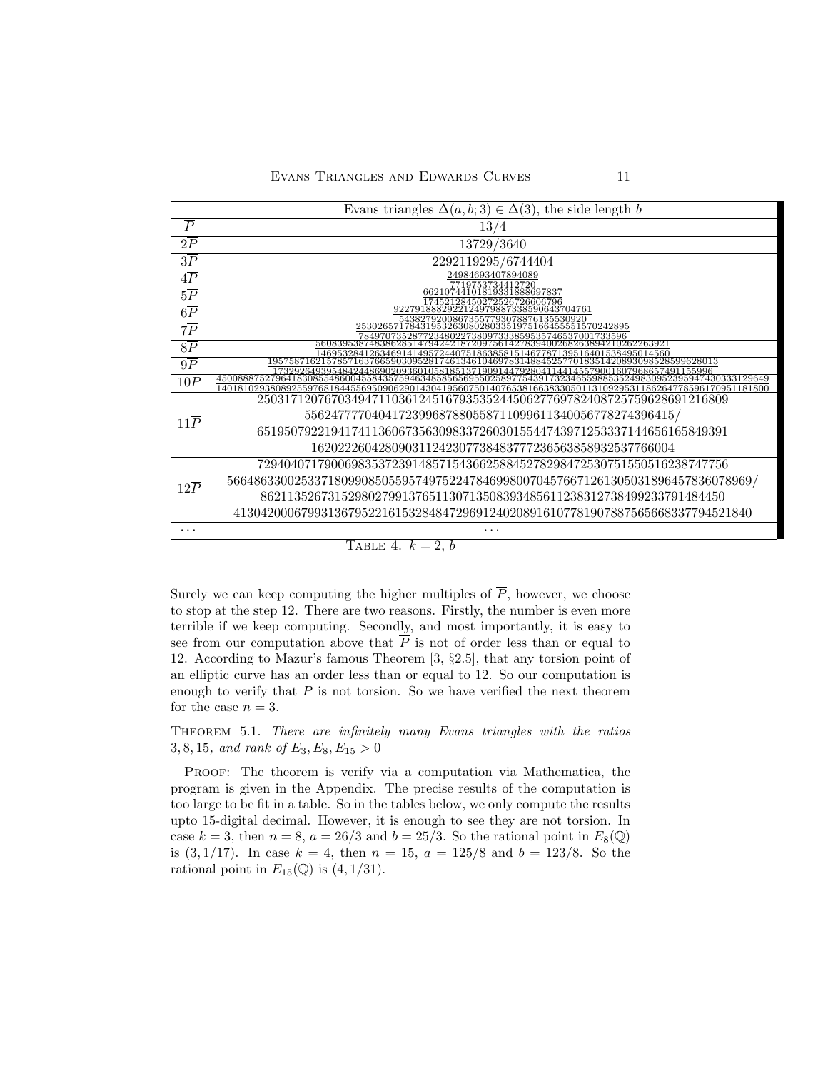| | Evans triangles $\Delta(a,b;3) \in \overline{\Delta}(3)$, the side length $b$ |
|---|---|
| $\overline{P}$ | $13/4$ |
| $2\overline{P}$ | $13729/3640$ |
| $3\overline{P}$ | $2292119295/6744404$ |
| $4\overline{P}$ | $\frac{24984693407894089}{7719753734412720}$ |
| $5\overline{P}$ | $\frac{66210744101819331888697837}{17452128450272526726606796}$ |
| $6\overline{P}$ | $\frac{92279188829221249798873385906437047 61}{54382792008673557793078876135530920}$ |
| $7\overline{P}$ | $\frac{2530265717843195326308028033519751664555515702428 95}{7849707352877234802273809733385953574653700173 3596}$ |
| $8\overline{P}$ | $\frac{560839538748386285147942421872097561427839400268263894210262263921}{146953284126346914149572440751863858151467787139516401538495014560}$ |
| $9\overline{P}$ | $\frac{19575871621578571637665903095281746134610469783148845257701835142089309852859962 8013}{17329264939548424486902093601058185137190914479280411441455790016079686574911 55996}$ |
| $10\overline{P}$ | $\frac{450088875279641830855486004558435759463485856569550258977543917323465598853524983095239594 7430333129649}{140181029380892559768184455695090629014304195607501407653816638330501131092953118626477859617 0951181800}$ |
| $11\overline{P}$ | 2503171207670349471103612451679353524450627769782408725759628691216809 556247777040417239968788055871109961134005677827439 6415/ 651950792219417411360673563098337260301554474397125333714465616584939 1 1620222604280903112423077384837772365638589325377660 04 |
| $12\overline{P}$ | 7294040717900698353723914857154366258845278298472530751550516238747756 566486330025337180990850559574975224784699800704576671261305031896457836078969/ 8621135267315298027991376511307135083934856112383127384992337914844 50 4130420006799313679522161532848472969124020891610778190788756566833779452184 0 |
| $\cdots$ | $\cdots$ |

Table 4. $k = 2$, $b$

Surely we can keep computing the higher multiples of $\overline{P}$, however, we choose to stop at the step 12. There are two reasons. Firstly, the number is even more terrible if we keep computing. Secondly, and most importantly, it is easy to see from our computation above that $\overline{P}$ is not of order less than or equal to 12. According to Mazur's famous Theorem [3, §2.5], that any torsion point of an elliptic curve has an order less than or equal to 12. So our computation is enough to verify that $P$ is not torsion. So we have verified the next theorem for the case $n = 3$.

**Theorem 5.1.** *There are infinitely many Evans triangles with the ratios 3, 8, 15, and rank of $E_3, E_8, E_{15} > 0$*

Proof: The theorem is verify via a computation via Mathematica, the program is given in the Appendix. The precise results of the computation is too large to be fit in a table. So in the tables below, we only compute the results upto 15-digital decimal. However, it is enough to see they are not torsion. In case $k = 3$, then $n = 8$, $a = 26/3$ and $b = 25/3$. So the rational point in $E_8(\mathbb{Q})$ is $(3, 1/17)$. In case $k = 4$, then $n = 15$, $a = 125/8$ and $b = 123/8$. So the rational point in $E_{15}(\mathbb{Q})$ is $(4, 1/31)$.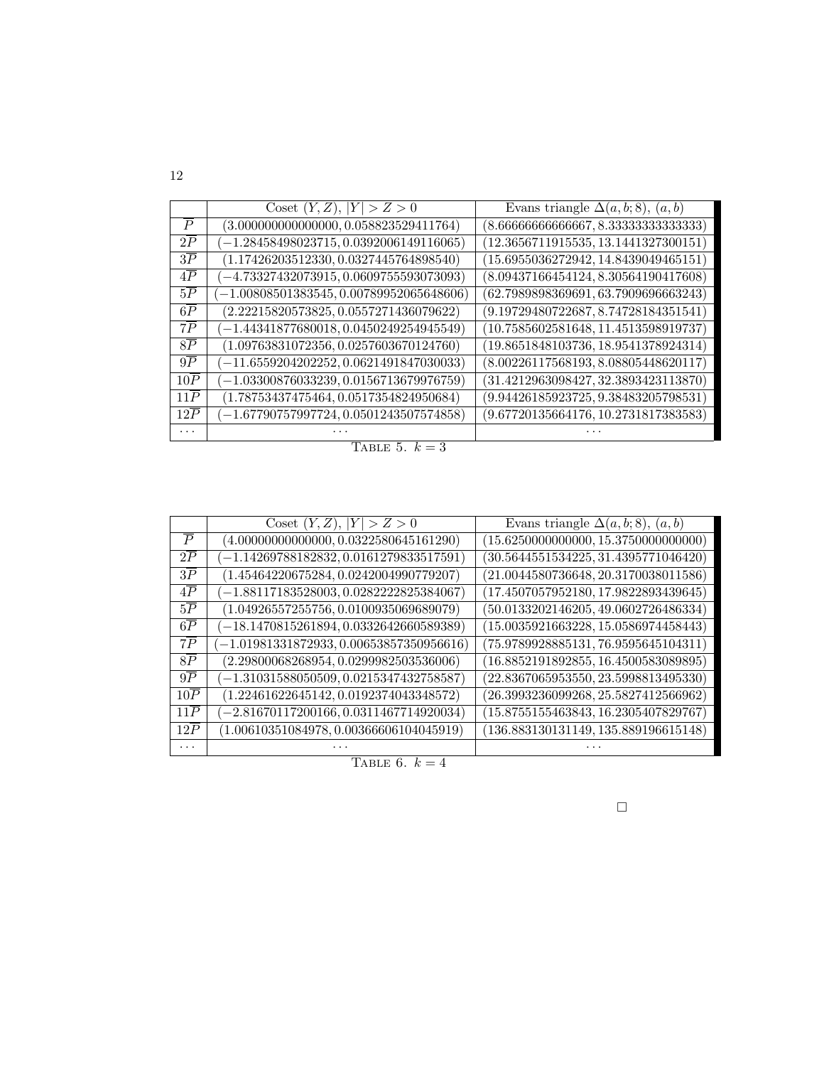|  | Coset $(Y, Z)$, $\|Y\| > Z > 0$ | Evans triangle $\Delta(a, b; 8)$, $(a, b)$ |
|---|---|---|
| $\overline{P}$ | $(3.000000000000000, 0.058823529411764)$ | $(8.66666666666667, 8.33333333333333)$ |
| $2\overline{P}$ | $(-1.28458498023715, 0.0392006149116065)$ | $(12.3656711915535, 13.1441327300151)$ |
| $3\overline{P}$ | $(1.17426203512330, 0.0327445764898540)$ | $(15.6955036272942, 14.8439049465151)$ |
| $4\overline{P}$ | $(-4.73327432073915, 0.0609755593073093)$ | $(8.09437166454124, 8.30564190417608)$ |
| $5\overline{P}$ | $(-1.00808501383545, 0.00789952065648606)$ | $(62.7989898369691, 63.7909696663243)$ |
| $6\overline{P}$ | $(2.22215820573825, 0.0557271436079622)$ | $(9.19729480722687, 8.74728184351541)$ |
| $7\overline{P}$ | $(-1.44341877680018, 0.0450249254945549)$ | $(10.7585602581648, 11.4513598919737)$ |
| $8\overline{P}$ | $(1.09763831072356, 0.0257603670124760)$ | $(19.8651848103736, 18.9541378924314)$ |
| $9\overline{P}$ | $(-11.6559204202252, 0.0621491847030033)$ | $(8.00226117568193, 8.08805448620117)$ |
| $10\overline{P}$ | $(-1.03300876033239, 0.0156713679976759)$ | $(31.4212963098427, 32.3893423113870)$ |
| $11\overline{P}$ | $(1.78753437475464, 0.0517354824950684)$ | $(9.94426185923725, 9.38483205798531)$ |
| $12\overline{P}$ | $(-1.67790757997724, 0.0501243507574858)$ | $(9.67720135664176, 10.2731817383583)$ |
| $\cdots$ | $\cdots$ | $\cdots$ |

Table 5. $k = 3$

|  | Coset $(Y, Z)$, $\|Y\| > Z > 0$ | Evans triangle $\Delta(a, b; 8)$, $(a, b)$ |
|---|---|---|
| $\overline{P}$ | $(4.00000000000000, 0.0322580645161290)$ | $(15.6250000000000, 15.3750000000000)$ |
| $2\overline{P}$ | $(-1.14269788182832, 0.0161279833517591)$ | $(30.5644551534225, 31.4395771046420)$ |
| $3\overline{P}$ | $(1.45464220675284, 0.0242004990779207)$ | $(21.0044580736648, 20.3170038011586)$ |
| $4\overline{P}$ | $(-1.88117183528003, 0.0282222825384067)$ | $(17.4507057952180, 17.9822893439645)$ |
| $5\overline{P}$ | $(1.04926557255756, 0.0100935069689079)$ | $(50.0133202146205, 49.0602726486334)$ |
| $6\overline{P}$ | $(-18.1470815261894, 0.0332642660589389)$ | $(15.0035921663228, 15.0586974458443)$ |
| $7\overline{P}$ | $(-1.01981331872933, 0.00653857350956616)$ | $(75.9789928885131, 76.9595645104311)$ |
| $8\overline{P}$ | $(2.29800068268954, 0.0299982503536006)$ | $(16.8852191892855, 16.4500583089895)$ |
| $9\overline{P}$ | $(-1.31031588050509, 0.0215347432758587)$ | $(22.8367065953550, 23.5998813495330)$ |
| $10\overline{P}$ | $(1.22461622645142, 0.0192374043348572)$ | $(26.3993236099268, 25.5827412566962)$ |
| $11\overline{P}$ | $(-2.81670117200166, 0.0311467714920034)$ | $(15.8755155463843, 16.2305407829767)$ |
| $12\overline{P}$ | $(1.00610351084978, 0.00366606104045919)$ | $(136.883130131149, 135.889196615148)$ |
| $\cdots$ | $\cdots$ | $\cdots$ |

Table 6. $k = 4$

□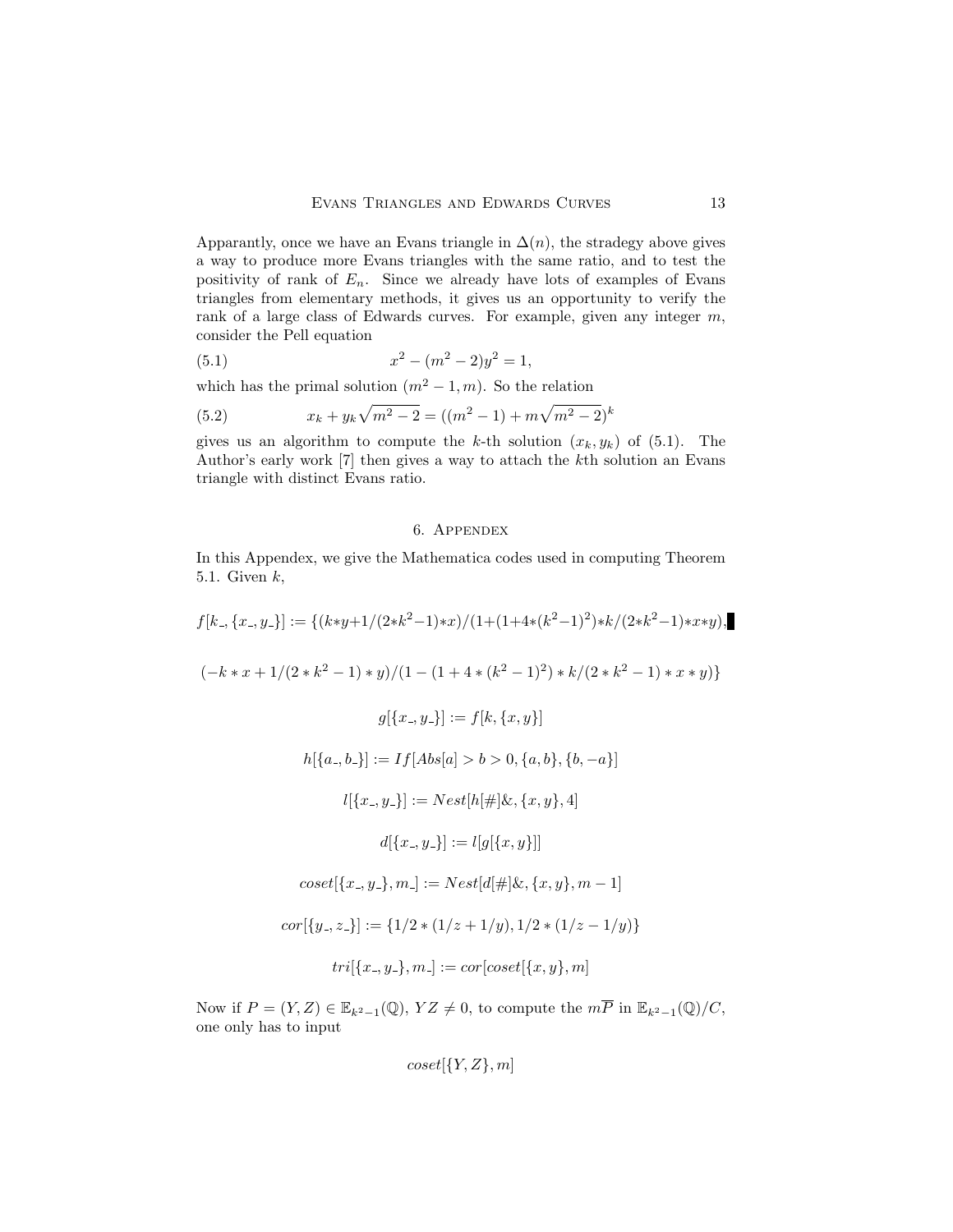Apparantly, once we have an Evans triangle in $\Delta(n)$, the stradegy above gives a way to produce more Evans triangles with the same ratio, and to test the positivity of rank of $E_n$. Since we already have lots of examples of Evans triangles from elementary methods, it gives us an opportunity to verify the rank of a large class of Edwards curves. For example, given any integer $m$, consider the Pell equation

$$x^2 - (m^2 - 2)y^2 = 1, \tag{5.1}$$

which has the primal solution $(m^2 - 1, m)$. So the relation

$$x_k + y_k\sqrt{m^2 - 2} = ((m^2 - 1) + m\sqrt{m^2 - 2})^k \tag{5.2}$$

gives us an algorithm to compute the $k$-th solution $(x_k, y_k)$ of (5.1). The Author's early work [7] then gives a way to attach the $k$th solution an Evans triangle with distinct Evans ratio.

## 6. Appendex

In this Appendex, we give the Mathematica codes used in computing Theorem 5.1. Given $k$,

```
f[k_, {x_, y_}] := {(k*y+1/(2*k^2-1)*x)/(1+(1+4*(k^2-1)^2)*k/(2*k^2-1)*x*y),

(-k*x + 1/(2*k^2 - 1)*y)/(1 - (1 + 4*(k^2 - 1)^2)*k/(2*k^2 - 1)*x*y)}

g[{x_, y_}] := f[k, {x, y}]

h[{a_, b_}] := If[Abs[a] > b > 0, {a, b}, {b, -a}]

l[{x_, y_}] := Nest[h[#]&, {x, y}, 4]

d[{x_, y_}] := l[g[{x, y}]]

coset[{x_, y_}, m_] := Nest[d[#]&, {x, y}, m - 1]

cor[{y_, z_}] := {1/2*(1/z + 1/y), 1/2*(1/z - 1/y)}

tri[{x_, y_}, m_] := cor[coset[{x, y}, m]
```

Now if $P = (Y, Z) \in \mathbb{E}_{k^2-1}(\mathbb{Q})$, $YZ \neq 0$, to compute the $m\overline{P}$ in $\mathbb{E}_{k^2-1}(\mathbb{Q})/C$, one only has to input

```
coset[{Y, Z}, m]
```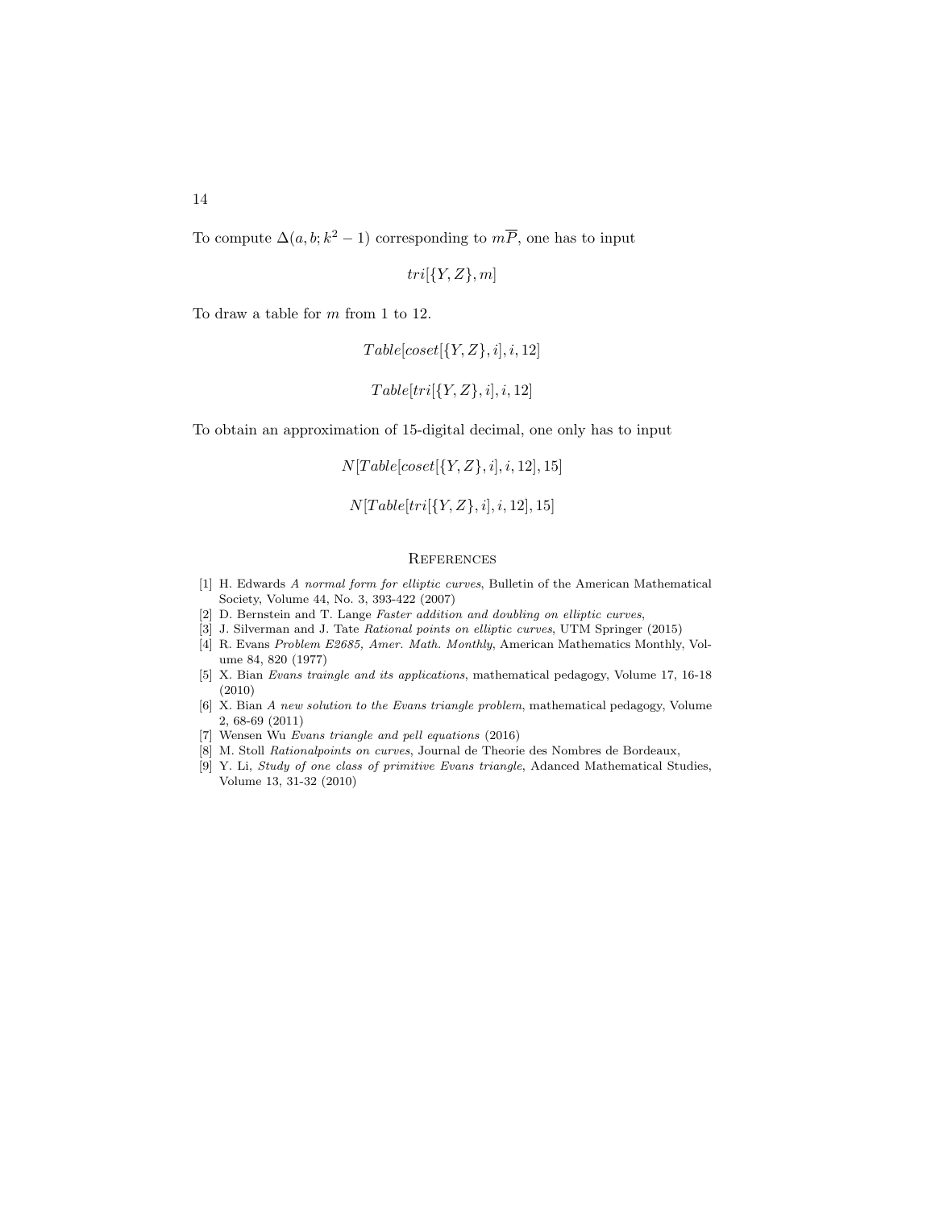To compute $\Delta(a,b;k^2-1)$ corresponding to $m\overline{P}$, one has to input

$$tri[\{Y,Z\},m]$$

To draw a table for $m$ from 1 to 12.

$$Table[coset[\{Y,Z\},i],i,12]$$

$$Table[tri[\{Y,Z\},i],i,12]$$

To obtain an approximation of 15-digital decimal, one only has to input

$$N[Table[coset[\{Y,Z\},i],i,12],15]$$

$$N[Table[tri[\{Y,Z\},i],i,12],15]$$

## References

[1] H. Edwards *A normal form for elliptic curves*, Bulletin of the American Mathematical Society, Volume 44, No. 3, 393-422 (2007)

[2] D. Bernstein and T. Lange *Faster addition and doubling on elliptic curves*,

[3] J. Silverman and J. Tate *Rational points on elliptic curves*, UTM Springer (2015)

[4] R. Evans *Problem E2685, Amer. Math. Monthly*, American Mathematics Monthly, Volume 84, 820 (1977)

[5] X. Bian *Evans traingle and its applications*, mathematical pedagogy, Volume 17, 16-18 (2010)

[6] X. Bian *A new solution to the Evans triangle problem*, mathematical pedagogy, Volume 2, 68-69 (2011)

[7] Wensen Wu *Evans triangle and pell equations* (2016)

[8] M. Stoll *Rationalpoints on curves*, Journal de Theorie des Nombres de Bordeaux,

[9] Y. Li, *Study of one class of primitive Evans triangle*, Adanced Mathematical Studies, Volume 13, 31-32 (2010)